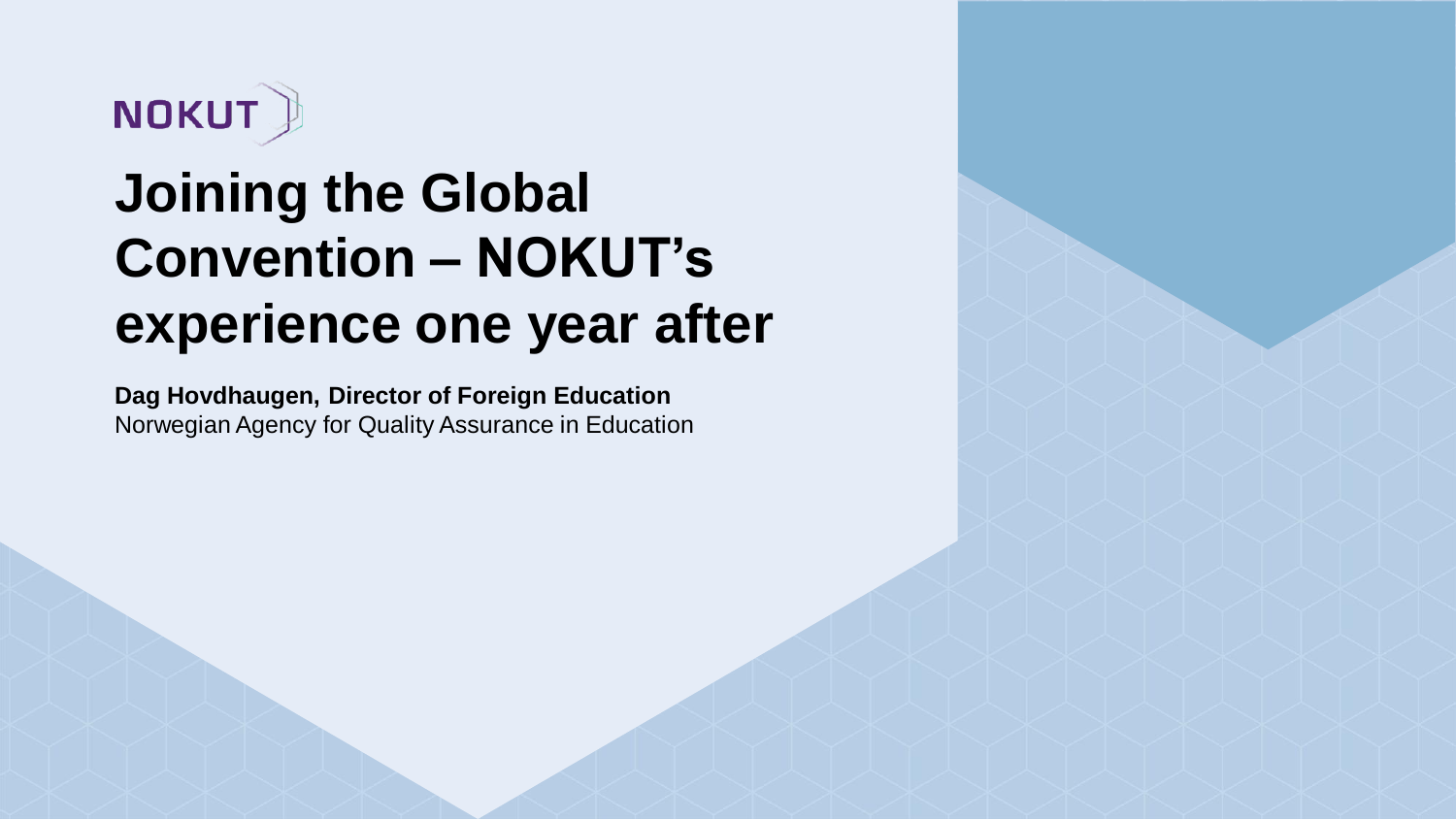NOKUT

# Joining the Global Convention – NOKUT's experience one year after

**Dag Hovdhaugen, Director of Foreign Education**
Norwegian Agency for Quality Assurance in Education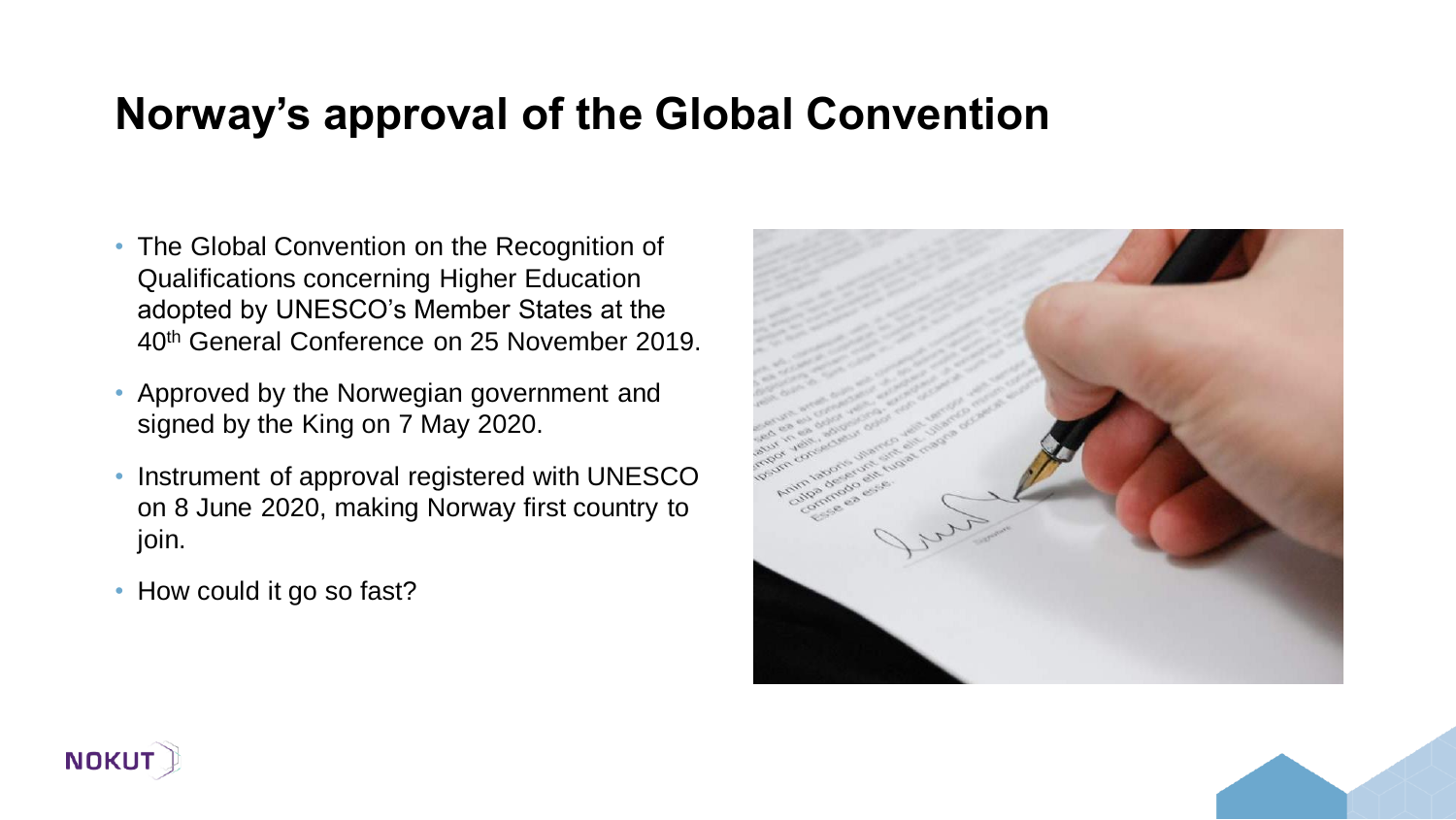# Norway's approval of the Global Convention

- The Global Convention on the Recognition of Qualifications concerning Higher Education adopted by UNESCO's Member States at the 40th General Conference on 25 November 2019.
- Approved by the Norwegian government and signed by the King on 7 May 2020.
- Instrument of approval registered with UNESCO on 8 June 2020, making Norway first country to join.
- How could it go so fast?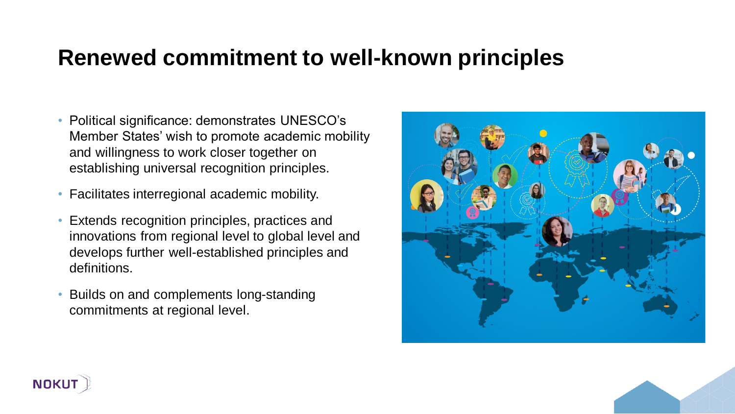# Renewed commitment to well-known principles

- Political significance: demonstrates UNESCO's Member States' wish to promote academic mobility and willingness to work closer together on establishing universal recognition principles.
- Facilitates interregional academic mobility.
- Extends recognition principles, practices and innovations from regional level to global level and develops further well-established principles and definitions.
- Builds on and complements long-standing commitments at regional level.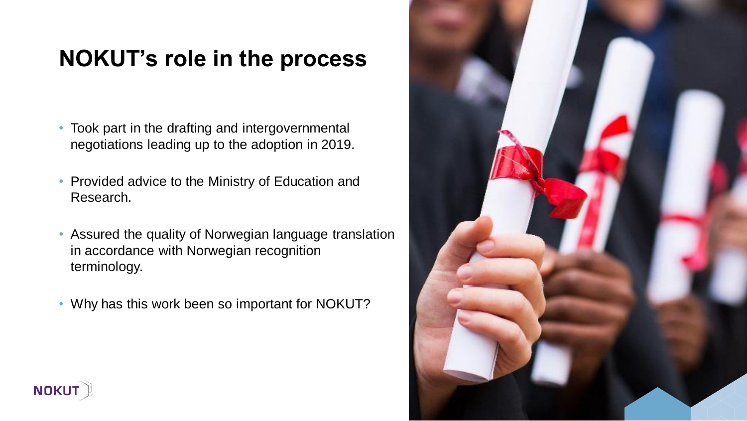# NOKUT's role in the process

- Took part in the drafting and intergovernmental negotiations leading up to the adoption in 2019.
- Provided advice to the Ministry of Education and Research.
- Assured the quality of Norwegian language translation in accordance with Norwegian recognition terminology.
- Why has this work been so important for NOKUT?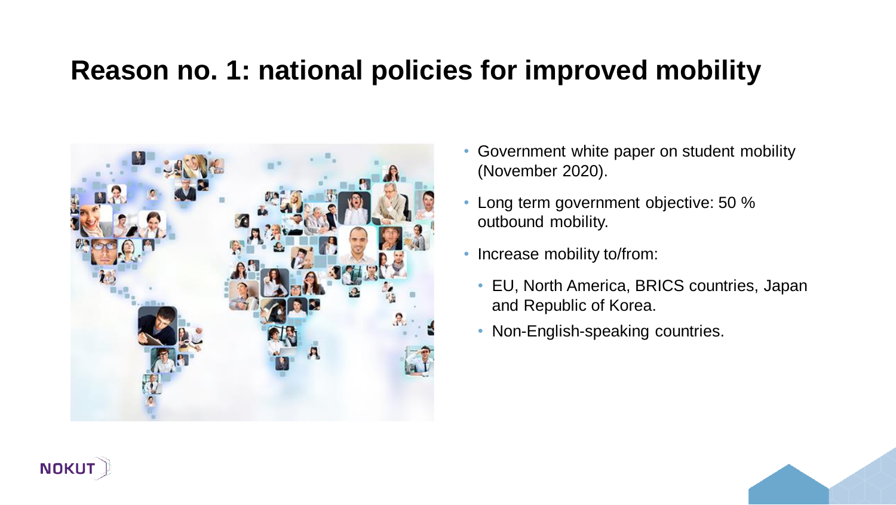# Reason no. 1: national policies for improved mobility

- Government white paper on student mobility (November 2020).
- Long term government objective: 50 % outbound mobility.
- Increase mobility to/from:
  - EU, North America, BRICS countries, Japan and Republic of Korea.
  - Non-English-speaking countries.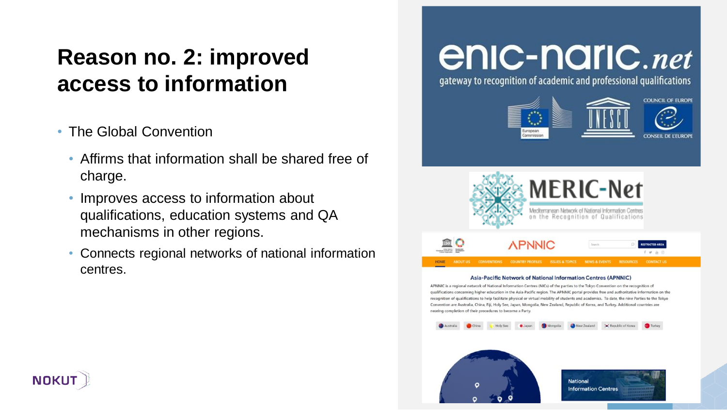# Reason no. 2: improved access to information

- The Global Convention
  - Affirms that information shall be shared free of charge.
  - Improves access to information about qualifications, education systems and QA mechanisms in other regions.
  - Connects regional networks of national information centres.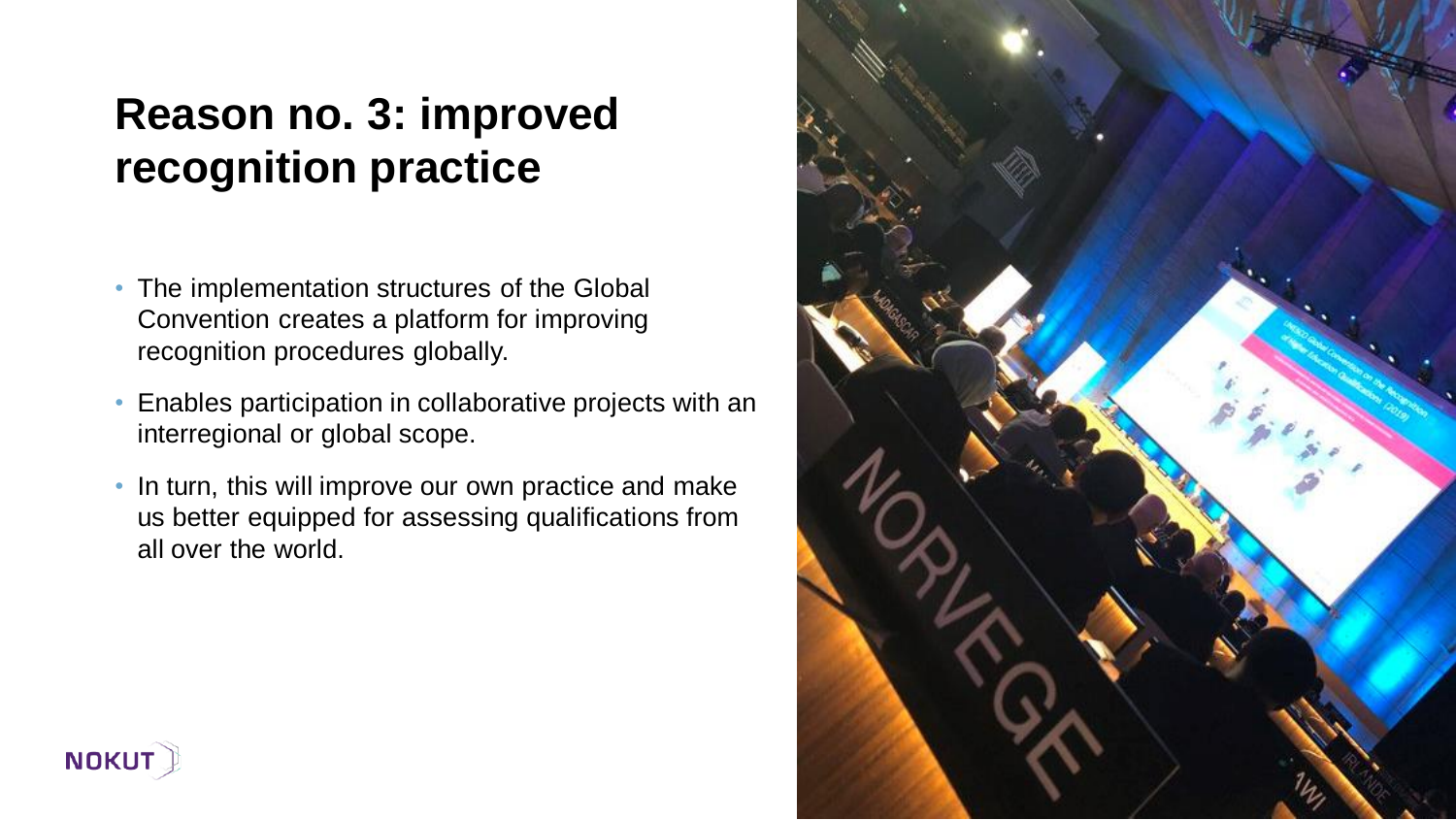# Reason no. 3: improved recognition practice

- The implementation structures of the Global Convention creates a platform for improving recognition procedures globally.
- Enables participation in collaborative projects with an interregional or global scope.
- In turn, this will improve our own practice and make us better equipped for assessing qualifications from all over the world.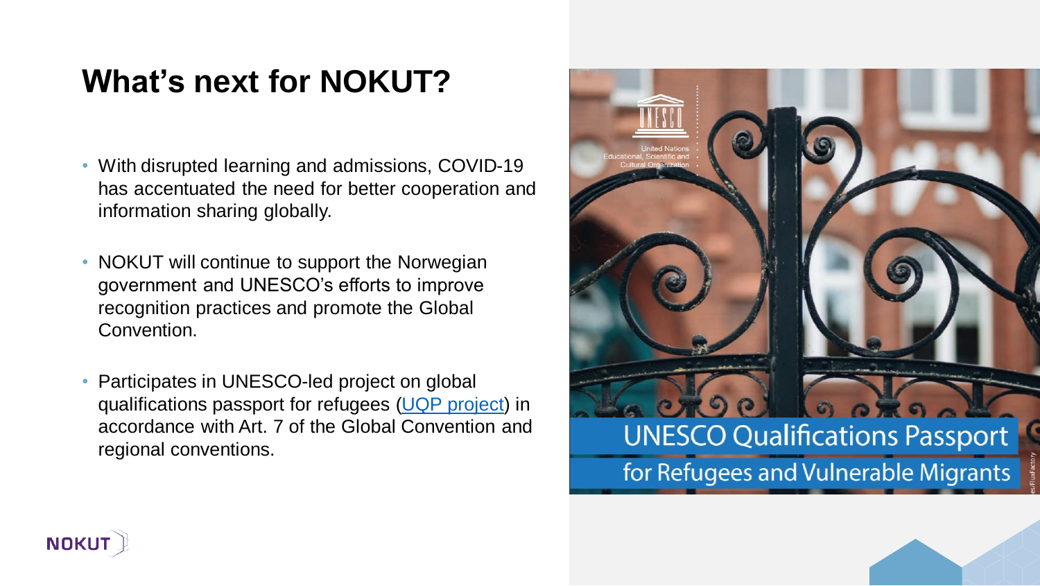# What's next for NOKUT?

- With disrupted learning and admissions, COVID-19 has accentuated the need for better cooperation and information sharing globally.
- NOKUT will continue to support the Norwegian government and UNESCO's efforts to improve recognition practices and promote the Global Convention.
- Participates in UNESCO-led project on global qualifications passport for refugees (UQP project) in accordance with Art. 7 of the Global Convention and regional conventions.

UNESCO Qualifications Passport for Refugees and Vulnerable Migrants